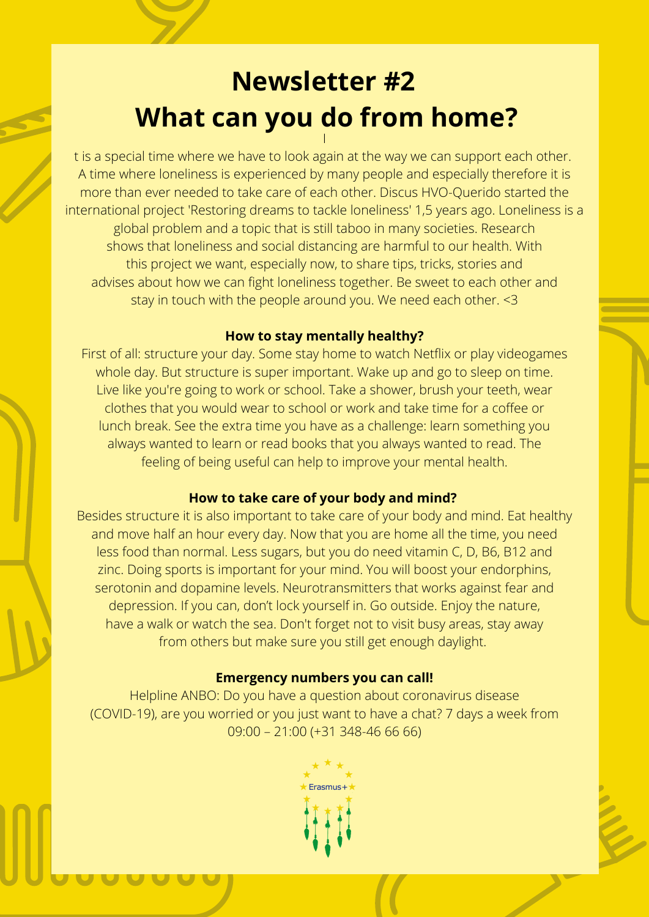# Newsletter #2
# What can you do from home?

It is a special time where we have to look again at the way we can support each other. A time where loneliness is experienced by many people and especially therefore it is more than ever needed to take care of each other. Discus HVO-Querido started the international project 'Restoring dreams to tackle loneliness' 1,5 years ago. Loneliness is a global problem and a topic that is still taboo in many societies. Research shows that loneliness and social distancing are harmful to our health. With this project we want, especially now, to share tips, tricks, stories and advises about how we can fight loneliness together. Be sweet to each other and stay in touch with the people around you. We need each other. <3

**How to stay mentally healthy?**

First of all: structure your day. Some stay home to watch Netflix or play videogames whole day. But structure is super important. Wake up and go to sleep on time. Live like you're going to work or school. Take a shower, brush your teeth, wear clothes that you would wear to school or work and take time for a coffee or lunch break. See the extra time you have as a challenge: learn something you always wanted to learn or read books that you always wanted to read. The feeling of being useful can help to improve your mental health.

**How to take care of your body and mind?**

Besides structure it is also important to take care of your body and mind. Eat healthy and move half an hour every day. Now that you are home all the time, you need less food than normal. Less sugars, but you do need vitamin C, D, B6, B12 and zinc. Doing sports is important for your mind. You will boost your endorphins, serotonin and dopamine levels. Neurotransmitters that works against fear and depression. If you can, don't lock yourself in. Go outside. Enjoy the nature, have a walk or watch the sea. Don't forget not to visit busy areas, stay away from others but make sure you still get enough daylight.

**Emergency numbers you can call!**

Helpline ANBO: Do you have a question about coronavirus disease (COVID-19), are you worried or you just want to have a chat? 7 days a week from 09:00 – 21:00 (+31 348-46 66 66)

Erasmus+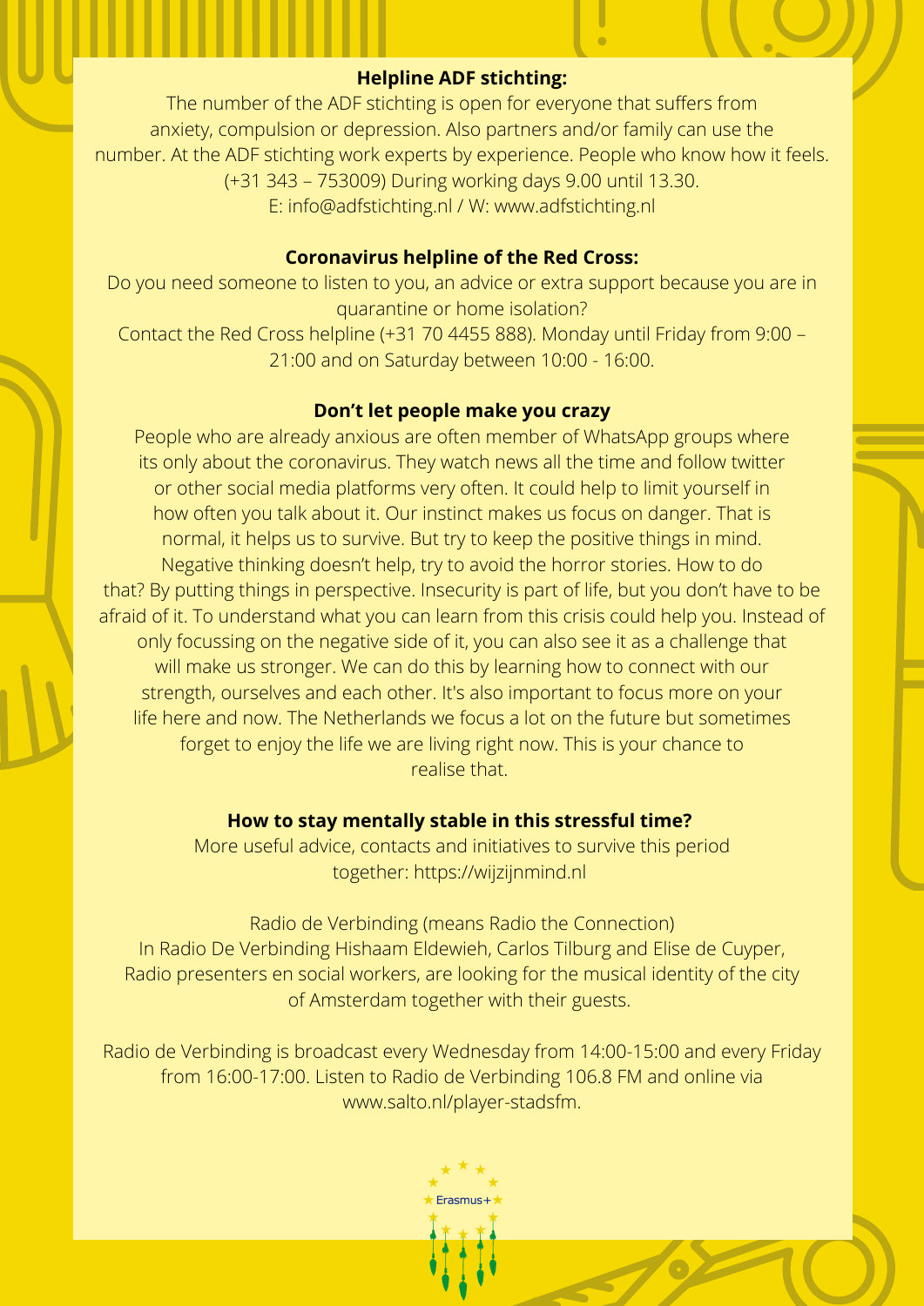**Helpline ADF stichting:**

The number of the ADF stichting is open for everyone that suffers from anxiety, compulsion or depression. Also partners and/or family can use the number. At the ADF stichting work experts by experience. People who know how it feels. (+31 343 – 753009) During working days 9.00 until 13.30.
E: info@adfstichting.nl / W: www.adfstichting.nl

**Coronavirus helpline of the Red Cross:**

Do you need someone to listen to you, an advice or extra support because you are in quarantine or home isolation?
Contact the Red Cross helpline (+31 70 4455 888). Monday until Friday from 9:00 – 21:00 and on Saturday between 10:00 - 16:00.

**Don't let people make you crazy**

People who are already anxious are often member of WhatsApp groups where its only about the coronavirus. They watch news all the time and follow twitter or other social media platforms very often. It could help to limit yourself in how often you talk about it. Our instinct makes us focus on danger. That is normal, it helps us to survive. But try to keep the positive things in mind. Negative thinking doesn't help, try to avoid the horror stories. How to do that? By putting things in perspective. Insecurity is part of life, but you don't have to be afraid of it. To understand what you can learn from this crisis could help you. Instead of only focussing on the negative side of it, you can also see it as a challenge that will make us stronger. We can do this by learning how to connect with our strength, ourselves and each other. It's also important to focus more on your life here and now. The Netherlands we focus a lot on the future but sometimes forget to enjoy the life we are living right now. This is your chance to realise that.

**How to stay mentally stable in this stressful time?**

More useful advice, contacts and initiatives to survive this period together: https://wijzijnmind.nl

Radio de Verbinding (means Radio the Connection)
In Radio De Verbinding Hishaam Eldewieh, Carlos Tilburg and Elise de Cuyper, Radio presenters en social workers, are looking for the musical identity of the city of Amsterdam together with their guests.

Radio de Verbinding is broadcast every Wednesday from 14:00-15:00 and every Friday from 16:00-17:00. Listen to Radio de Verbinding 106.8 FM and online via www.salto.nl/player-stadsfm.

Erasmus+